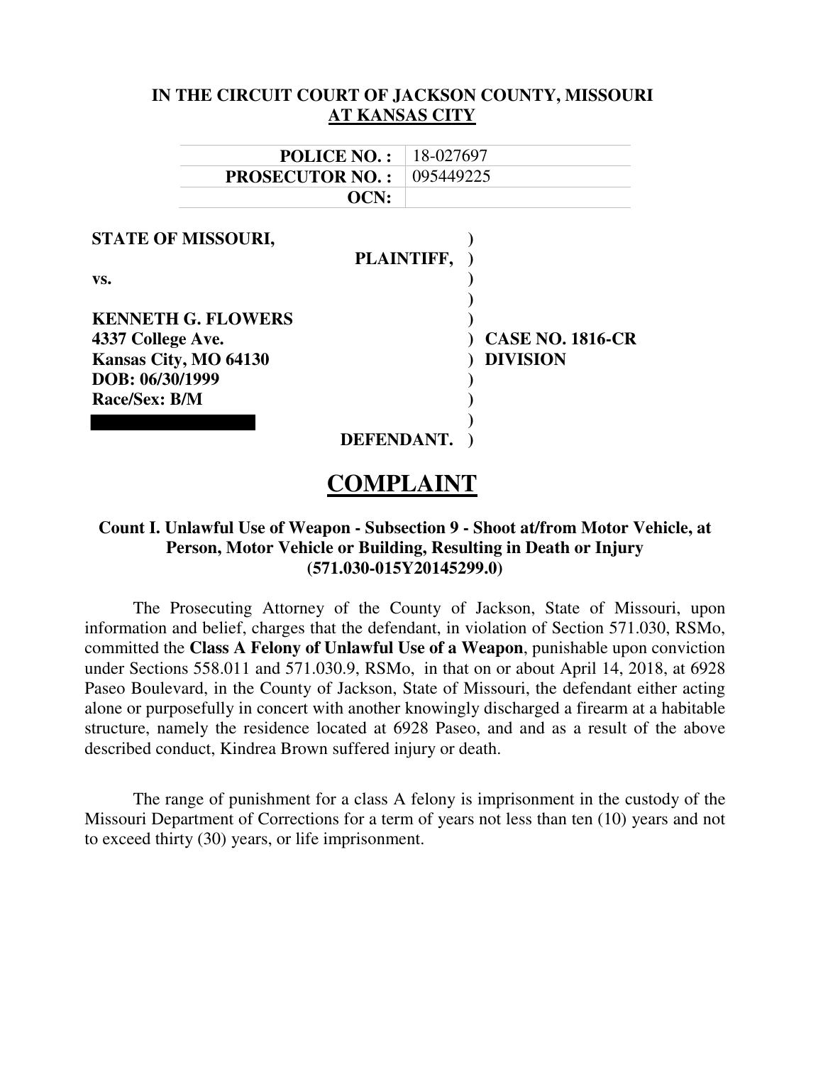**IN THE CIRCUIT COURT OF JACKSON COUNTY, MISSOURI**
**AT KANSAS CITY**

| | |
|---|---|
| **POLICE NO. :** | 18-027697 |
| **PROSECUTOR NO. :** | 095449225 |
| **OCN:** | |

**STATE OF MISSOURI,**
**PLAINTIFF,**

**vs.**

**KENNETH G. FLOWERS**
**4337 College Ave.**
**Kansas City, MO 64130**
**DOB: 06/30/1999**
**Race/Sex: B/M**

**DEFENDANT.**

**CASE NO. 1816-CR**
**DIVISION**

# COMPLAINT

### Count I. Unlawful Use of Weapon - Subsection 9 - Shoot at/from Motor Vehicle, at Person, Motor Vehicle or Building, Resulting in Death or Injury (571.030-015Y20145299.0)

The Prosecuting Attorney of the County of Jackson, State of Missouri, upon information and belief, charges that the defendant, in violation of Section 571.030, RSMo, committed the **Class A Felony of Unlawful Use of a Weapon**, punishable upon conviction under Sections 558.011 and 571.030.9, RSMo, in that on or about April 14, 2018, at 6928 Paseo Boulevard, in the County of Jackson, State of Missouri, the defendant either acting alone or purposefully in concert with another knowingly discharged a firearm at a habitable structure, namely the residence located at 6928 Paseo, and and as a result of the above described conduct, Kindrea Brown suffered injury or death.

The range of punishment for a class A felony is imprisonment in the custody of the Missouri Department of Corrections for a term of years not less than ten (10) years and not to exceed thirty (30) years, or life imprisonment.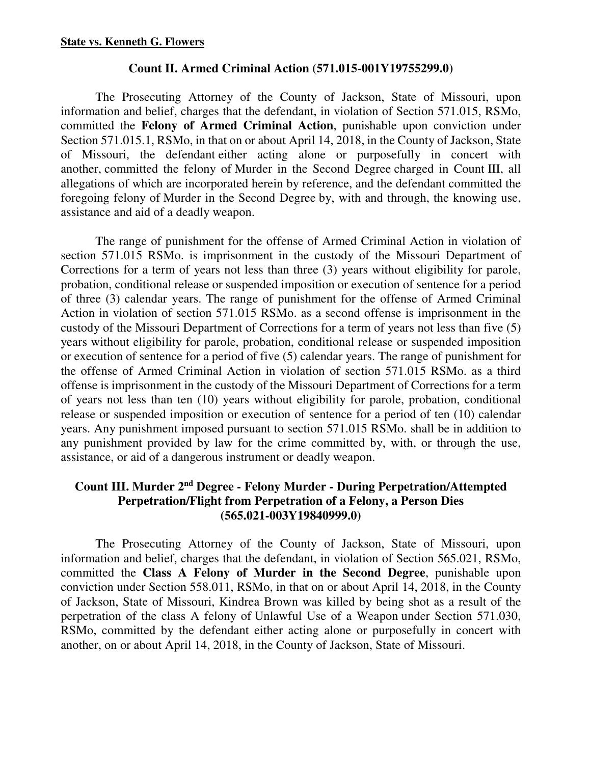**State vs. Kenneth G. Flowers**

**Count II. Armed Criminal Action (571.015-001Y19755299.0)**

The Prosecuting Attorney of the County of Jackson, State of Missouri, upon information and belief, charges that the defendant, in violation of Section 571.015, RSMo, committed the **Felony of Armed Criminal Action**, punishable upon conviction under Section 571.015.1, RSMo, in that on or about April 14, 2018, in the County of Jackson, State of Missouri, the defendant either acting alone or purposefully in concert with another, committed the felony of Murder in the Second Degree charged in Count III, all allegations of which are incorporated herein by reference, and the defendant committed the foregoing felony of Murder in the Second Degree by, with and through, the knowing use, assistance and aid of a deadly weapon.

The range of punishment for the offense of Armed Criminal Action in violation of section 571.015 RSMo. is imprisonment in the custody of the Missouri Department of Corrections for a term of years not less than three (3) years without eligibility for parole, probation, conditional release or suspended imposition or execution of sentence for a period of three (3) calendar years. The range of punishment for the offense of Armed Criminal Action in violation of section 571.015 RSMo. as a second offense is imprisonment in the custody of the Missouri Department of Corrections for a term of years not less than five (5) years without eligibility for parole, probation, conditional release or suspended imposition or execution of sentence for a period of five (5) calendar years. The range of punishment for the offense of Armed Criminal Action in violation of section 571.015 RSMo. as a third offense is imprisonment in the custody of the Missouri Department of Corrections for a term of years not less than ten (10) years without eligibility for parole, probation, conditional release or suspended imposition or execution of sentence for a period of ten (10) calendar years. Any punishment imposed pursuant to section 571.015 RSMo. shall be in addition to any punishment provided by law for the crime committed by, with, or through the use, assistance, or aid of a dangerous instrument or deadly weapon.

**Count III. Murder 2nd Degree - Felony Murder - During Perpetration/Attempted Perpetration/Flight from Perpetration of a Felony, a Person Dies (565.021-003Y19840999.0)**

The Prosecuting Attorney of the County of Jackson, State of Missouri, upon information and belief, charges that the defendant, in violation of Section 565.021, RSMo, committed the **Class A Felony of Murder in the Second Degree**, punishable upon conviction under Section 558.011, RSMo, in that on or about April 14, 2018, in the County of Jackson, State of Missouri, Kindrea Brown was killed by being shot as a result of the perpetration of the class A felony of Unlawful Use of a Weapon under Section 571.030, RSMo, committed by the defendant either acting alone or purposefully in concert with another, on or about April 14, 2018, in the County of Jackson, State of Missouri.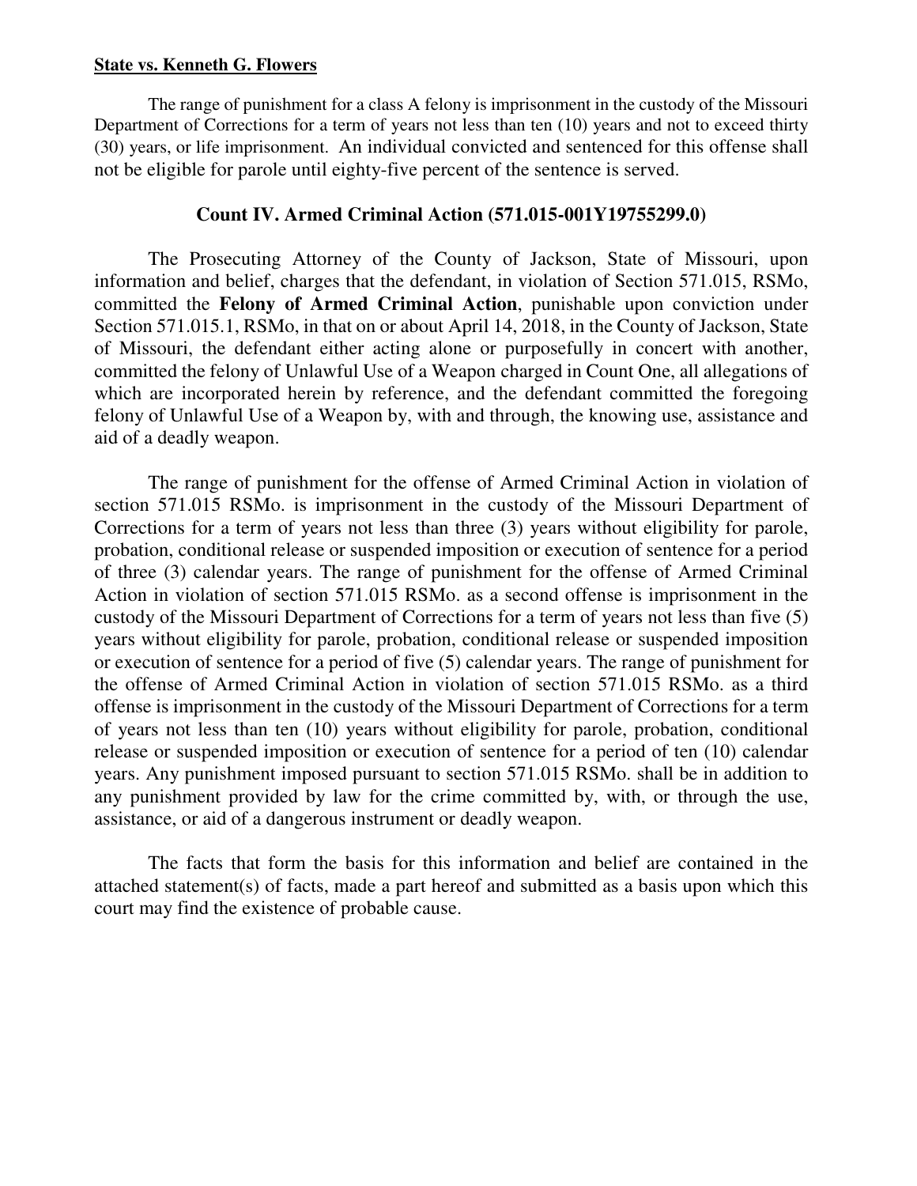**State vs. Kenneth G. Flowers**

The range of punishment for a class A felony is imprisonment in the custody of the Missouri Department of Corrections for a term of years not less than ten (10) years and not to exceed thirty (30) years, or life imprisonment. An individual convicted and sentenced for this offense shall not be eligible for parole until eighty-five percent of the sentence is served.

## Count IV. Armed Criminal Action (571.015-001Y19755299.0)

The Prosecuting Attorney of the County of Jackson, State of Missouri, upon information and belief, charges that the defendant, in violation of Section 571.015, RSMo, committed the **Felony of Armed Criminal Action**, punishable upon conviction under Section 571.015.1, RSMo, in that on or about April 14, 2018, in the County of Jackson, State of Missouri, the defendant either acting alone or purposefully in concert with another, committed the felony of Unlawful Use of a Weapon charged in Count One, all allegations of which are incorporated herein by reference, and the defendant committed the foregoing felony of Unlawful Use of a Weapon by, with and through, the knowing use, assistance and aid of a deadly weapon.

The range of punishment for the offense of Armed Criminal Action in violation of section 571.015 RSMo. is imprisonment in the custody of the Missouri Department of Corrections for a term of years not less than three (3) years without eligibility for parole, probation, conditional release or suspended imposition or execution of sentence for a period of three (3) calendar years. The range of punishment for the offense of Armed Criminal Action in violation of section 571.015 RSMo. as a second offense is imprisonment in the custody of the Missouri Department of Corrections for a term of years not less than five (5) years without eligibility for parole, probation, conditional release or suspended imposition or execution of sentence for a period of five (5) calendar years. The range of punishment for the offense of Armed Criminal Action in violation of section 571.015 RSMo. as a third offense is imprisonment in the custody of the Missouri Department of Corrections for a term of years not less than ten (10) years without eligibility for parole, probation, conditional release or suspended imposition or execution of sentence for a period of ten (10) calendar years. Any punishment imposed pursuant to section 571.015 RSMo. shall be in addition to any punishment provided by law for the crime committed by, with, or through the use, assistance, or aid of a dangerous instrument or deadly weapon.

The facts that form the basis for this information and belief are contained in the attached statement(s) of facts, made a part hereof and submitted as a basis upon which this court may find the existence of probable cause.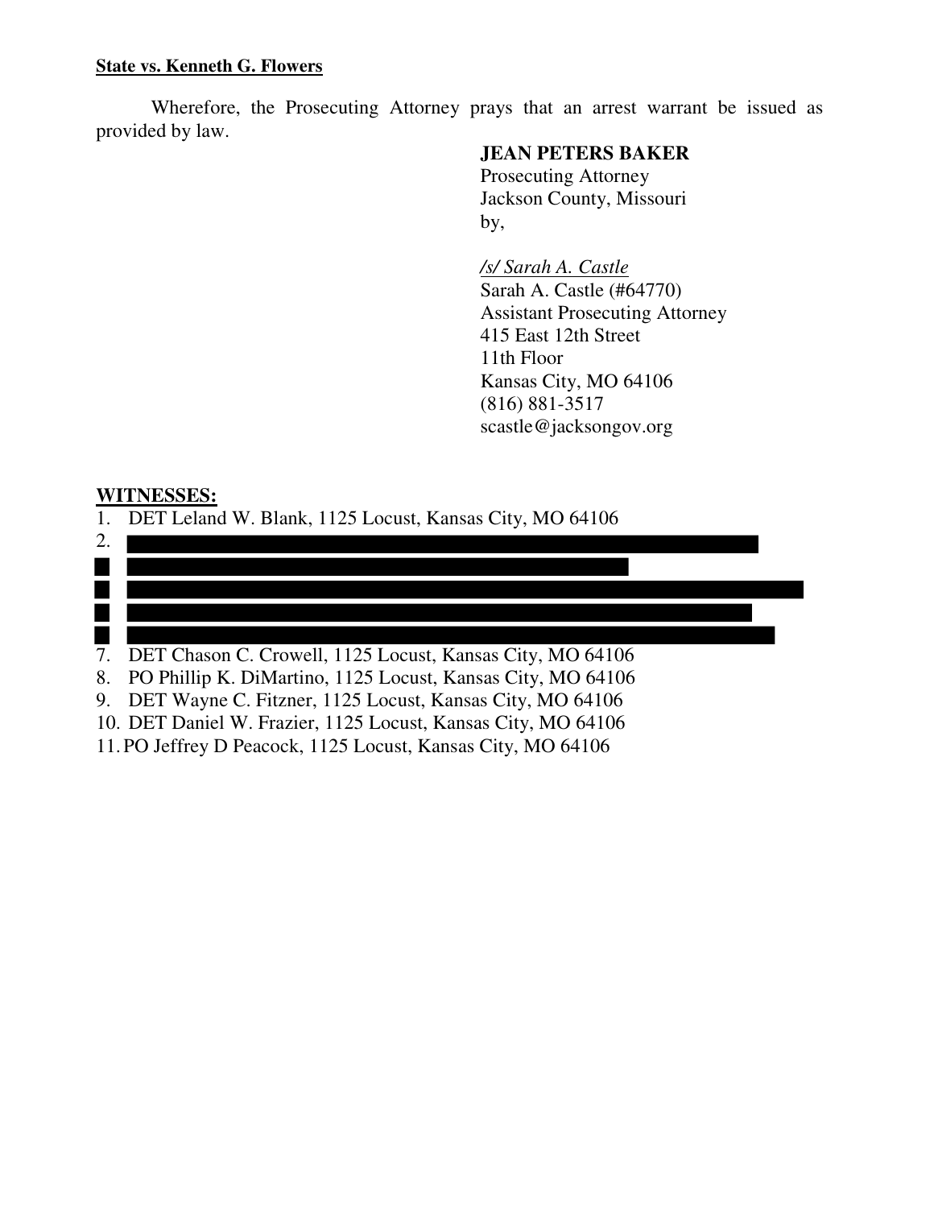**State vs. Kenneth G. Flowers**

Wherefore, the Prosecuting Attorney prays that an arrest warrant be issued as provided by law.

**JEAN PETERS BAKER**
Prosecuting Attorney
Jackson County, Missouri
by,

*/s/ Sarah A. Castle*
Sarah A. Castle (#64770)
Assistant Prosecuting Attorney
415 East 12th Street
11th Floor
Kansas City, MO 64106
(816) 881-3517
scastle@jacksongov.org

**WITNESSES:**

1. DET Leland W. Blank, 1125 Locust, Kansas City, MO 64106
2. [REDACTED]
3. [REDACTED]
4. [REDACTED]
5. [REDACTED]
6. [REDACTED]
7. DET Chason C. Crowell, 1125 Locust, Kansas City, MO 64106
8. PO Phillip K. DiMartino, 1125 Locust, Kansas City, MO 64106
9. DET Wayne C. Fitzner, 1125 Locust, Kansas City, MO 64106
10. DET Daniel W. Frazier, 1125 Locust, Kansas City, MO 64106
11. PO Jeffrey D Peacock, 1125 Locust, Kansas City, MO 64106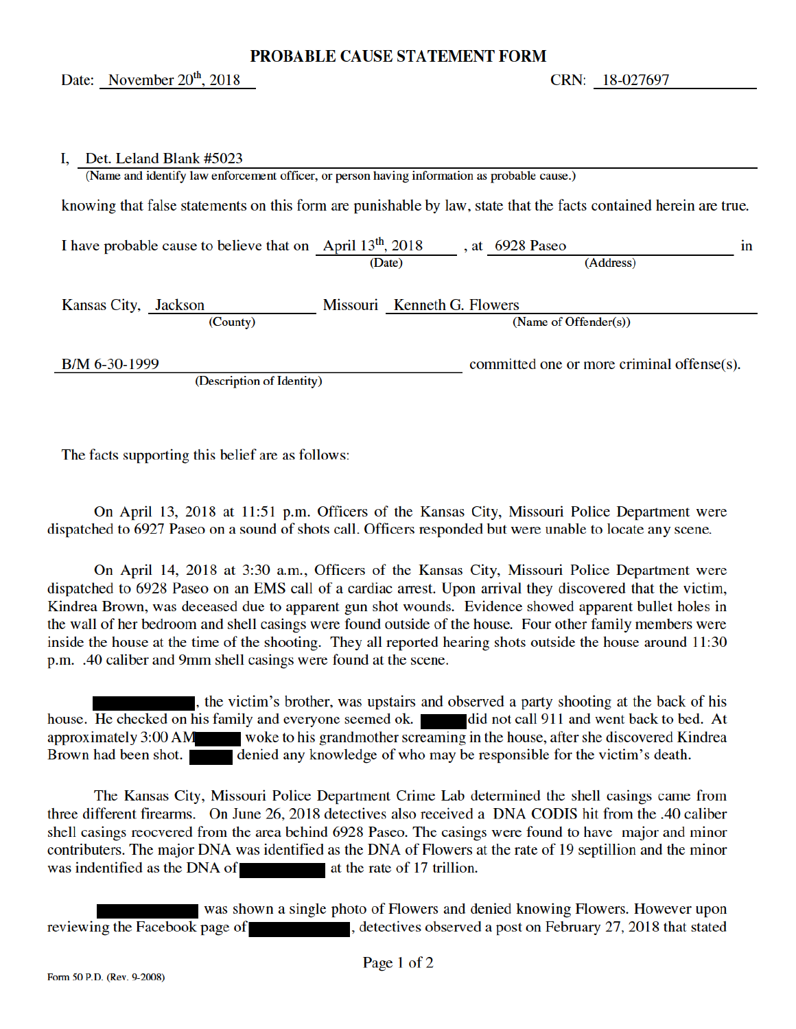# PROBABLE CAUSE STATEMENT FORM

Date: November 20th, 2018 CRN: 18-027697

I, Det. Leland Blank #5023
(Name and identify law enforcement officer, or person having information as probable cause.)

knowing that false statements on this form are punishable by law, state that the facts contained herein are true.

I have probable cause to believe that on April 13th, 2018 (Date), at 6928 Paseo (Address) in

Kansas City, Jackson (County) Missouri Kenneth G. Flowers (Name of Offender(s))

B/M 6-30-1999 (Description of Identity) committed one or more criminal offense(s).

The facts supporting this belief are as follows:

On April 13, 2018 at 11:51 p.m. Officers of the Kansas City, Missouri Police Department were dispatched to 6927 Paseo on a sound of shots call. Officers responded but were unable to locate any scene.

On April 14, 2018 at 3:30 a.m., Officers of the Kansas City, Missouri Police Department were dispatched to 6928 Paseo on an EMS call of a cardiac arrest. Upon arrival they discovered that the victim, Kindrea Brown, was deceased due to apparent gun shot wounds. Evidence showed apparent bullet holes in the wall of her bedroom and shell casings were found outside of the house. Four other family members were inside the house at the time of the shooting. They all reported hearing shots outside the house around 11:30 p.m. .40 caliber and 9mm shell casings were found at the scene.

[REDACTED], the victim's brother, was upstairs and observed a party shooting at the back of his house. He checked on his family and everyone seemed ok. [REDACTED] did not call 911 and went back to bed. At approximately 3:00 AM [REDACTED] woke to his grandmother screaming in the house, after she discovered Kindrea Brown had been shot. [REDACTED] denied any knowledge of who may be responsible for the victim's death.

The Kansas City, Missouri Police Department Crime Lab determined the shell casings came from three different firearms. On June 26, 2018 detectives also received a DNA CODIS hit from the .40 caliber shell casings reocvered from the area behind 6928 Paseo. The casings were found to have major and minor contributers. The major DNA was identified as the DNA of Flowers at the rate of 19 septillion and the minor was indentified as the DNA of [REDACTED] at the rate of 17 trillion.

[REDACTED] was shown a single photo of Flowers and denied knowing Flowers. However upon reviewing the Facebook page of [REDACTED], detectives observed a post on February 27, 2018 that stated

Form 50 P.D. (Rev. 9-2008)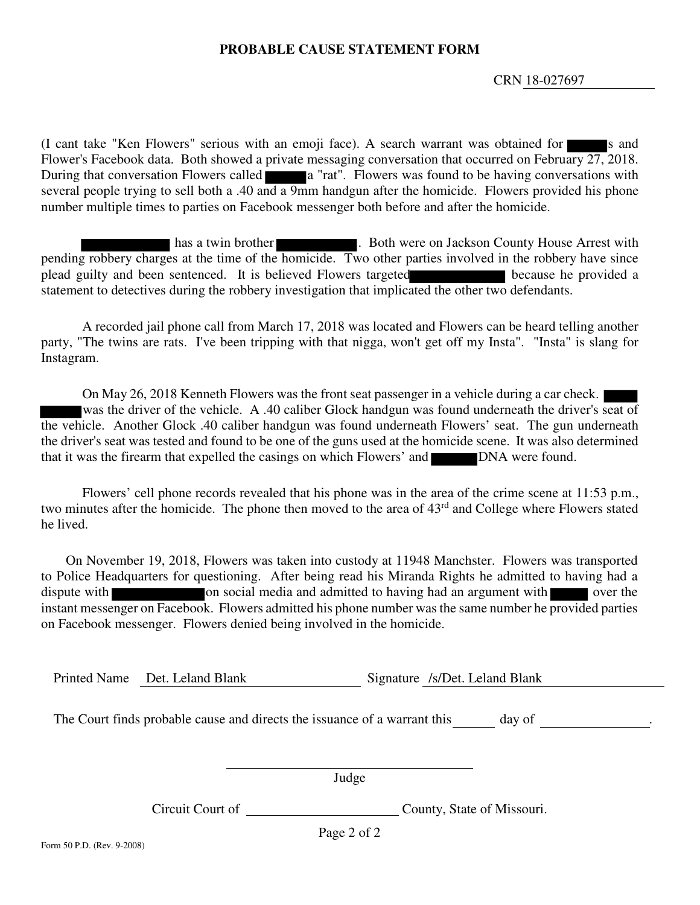**PROBABLE CAUSE STATEMENT FORM**

CRN 18-027697

(I cant take "Ken Flowers" serious with an emoji face). A search warrant was obtained for ██████s and Flower's Facebook data. Both showed a private messaging conversation that occurred on February 27, 2018. During that conversation Flowers called ██████ a "rat". Flowers was found to be having conversations with several people trying to sell both a .40 and a 9mm handgun after the homicide. Flowers provided his phone number multiple times to parties on Facebook messenger both before and after the homicide.

████████████ has a twin brother ████████████. Both were on Jackson County House Arrest with pending robbery charges at the time of the homicide. Two other parties involved in the robbery have since plead guilty and been sentenced. It is believed Flowers targeted ████████████ because he provided a statement to detectives during the robbery investigation that implicated the other two defendants.

A recorded jail phone call from March 17, 2018 was located and Flowers can be heard telling another party, "The twins are rats. I've been tripping with that nigga, won't get off my Insta". "Insta" is slang for Instagram.

On May 26, 2018 Kenneth Flowers was the front seat passenger in a vehicle during a car check. ██████ ██████ was the driver of the vehicle. A .40 caliber Glock handgun was found underneath the driver's seat of the vehicle. Another Glock .40 caliber handgun was found underneath Flowers' seat. The gun underneath the driver's seat was tested and found to be one of the guns used at the homicide scene. It was also determined that it was the firearm that expelled the casings on which Flowers' and ██████ DNA were found.

Flowers' cell phone records revealed that his phone was in the area of the crime scene at 11:53 p.m., two minutes after the homicide. The phone then moved to the area of 43rd and College where Flowers stated he lived.

On November 19, 2018, Flowers was taken into custody at 11948 Manchster. Flowers was transported to Police Headquarters for questioning. After being read his Miranda Rights he admitted to having had a dispute with ████████████ on social media and admitted to having had an argument with ██████ over the instant messenger on Facebook. Flowers admitted his phone number was the same number he provided parties on Facebook messenger. Flowers denied being involved in the homicide.

Printed Name Det. Leland Blank Signature /s/Det. Leland Blank

The Court finds probable cause and directs the issuance of a warrant this ______ day of ________________.

______________________________

Judge

Circuit Court of ______________________ County, State of Missouri.

Form 50 P.D. (Rev. 9-2008)